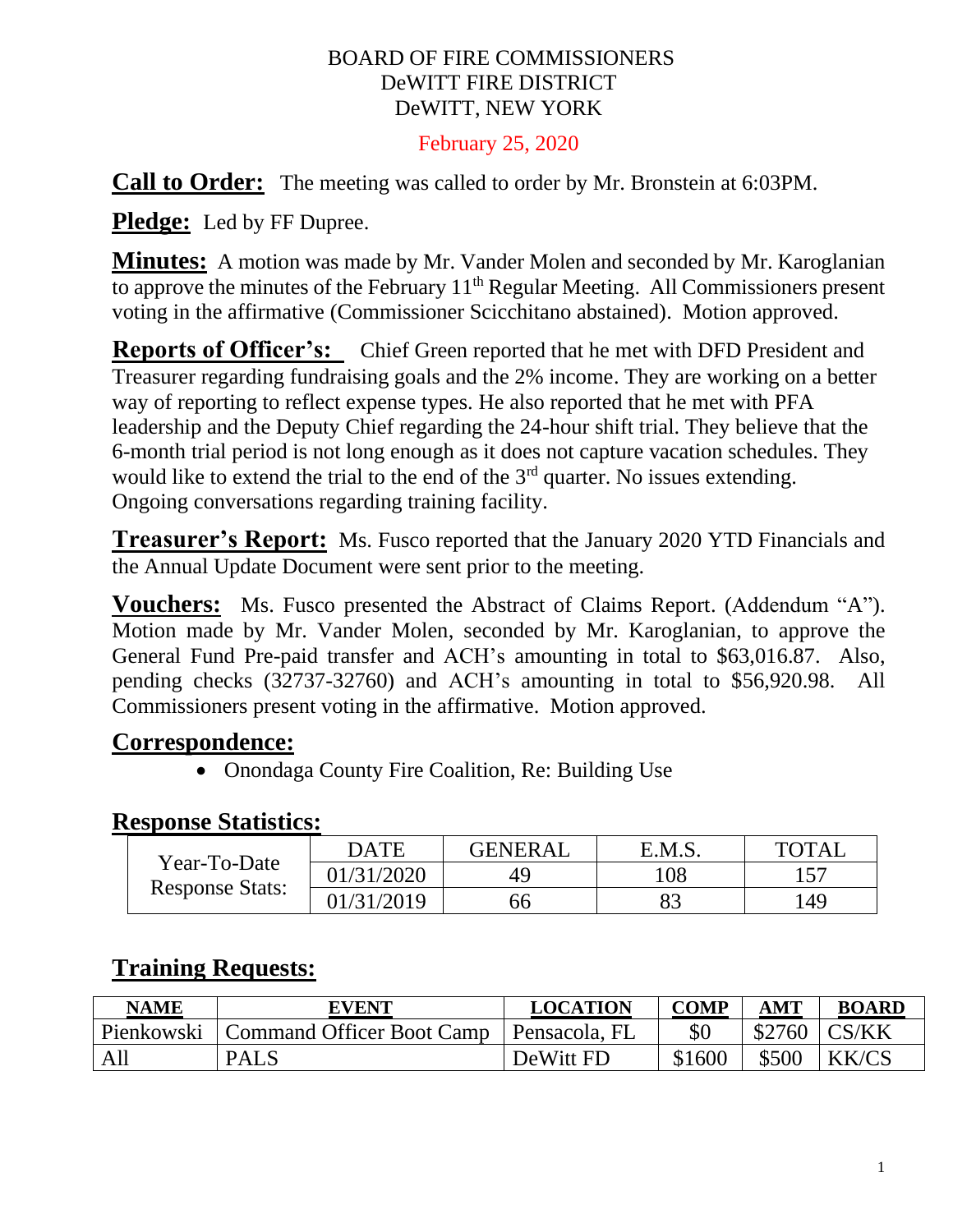BOARD OF FIRE COMMISSIONERS
DeWITT FIRE DISTRICT
DeWITT, NEW YORK

February 25, 2020

**Call to Order:** The meeting was called to order by Mr. Bronstein at 6:03PM.

**Pledge:** Led by FF Dupree.

**Minutes:** A motion was made by Mr. Vander Molen and seconded by Mr. Karoglanian to approve the minutes of the February 11th Regular Meeting. All Commissioners present voting in the affirmative (Commissioner Scicchitano abstained). Motion approved.

**Reports of Officer's:** Chief Green reported that he met with DFD President and Treasurer regarding fundraising goals and the 2% income. They are working on a better way of reporting to reflect expense types. He also reported that he met with PFA leadership and the Deputy Chief regarding the 24-hour shift trial. They believe that the 6-month trial period is not long enough as it does not capture vacation schedules. They would like to extend the trial to the end of the 3rd quarter. No issues extending. Ongoing conversations regarding training facility.

**Treasurer's Report:** Ms. Fusco reported that the January 2020 YTD Financials and the Annual Update Document were sent prior to the meeting.

**Vouchers:** Ms. Fusco presented the Abstract of Claims Report. (Addendum "A"). Motion made by Mr. Vander Molen, seconded by Mr. Karoglanian, to approve the General Fund Pre-paid transfer and ACH's amounting in total to $63,016.87. Also, pending checks (32737-32760) and ACH's amounting in total to $56,920.98. All Commissioners present voting in the affirmative. Motion approved.

**Correspondence:**

- Onondaga County Fire Coalition, Re: Building Use

**Response Statistics:**

| | DATE | GENERAL | E.M.S. | TOTAL |
|---|---|---|---|---|
| Year-To-Date Response Stats: | 01/31/2020 | 49 | 108 | 157 |
| | 01/31/2019 | 66 | 83 | 149 |

**Training Requests:**

| NAME | EVENT | LOCATION | COMP | AMT | BOARD |
|---|---|---|---|---|---|
| Pienkowski | Command Officer Boot Camp | Pensacola, FL | $0 | $2760 | CS/KK |
| All | PALS | DeWitt FD | $1600 | $500 | KK/CS |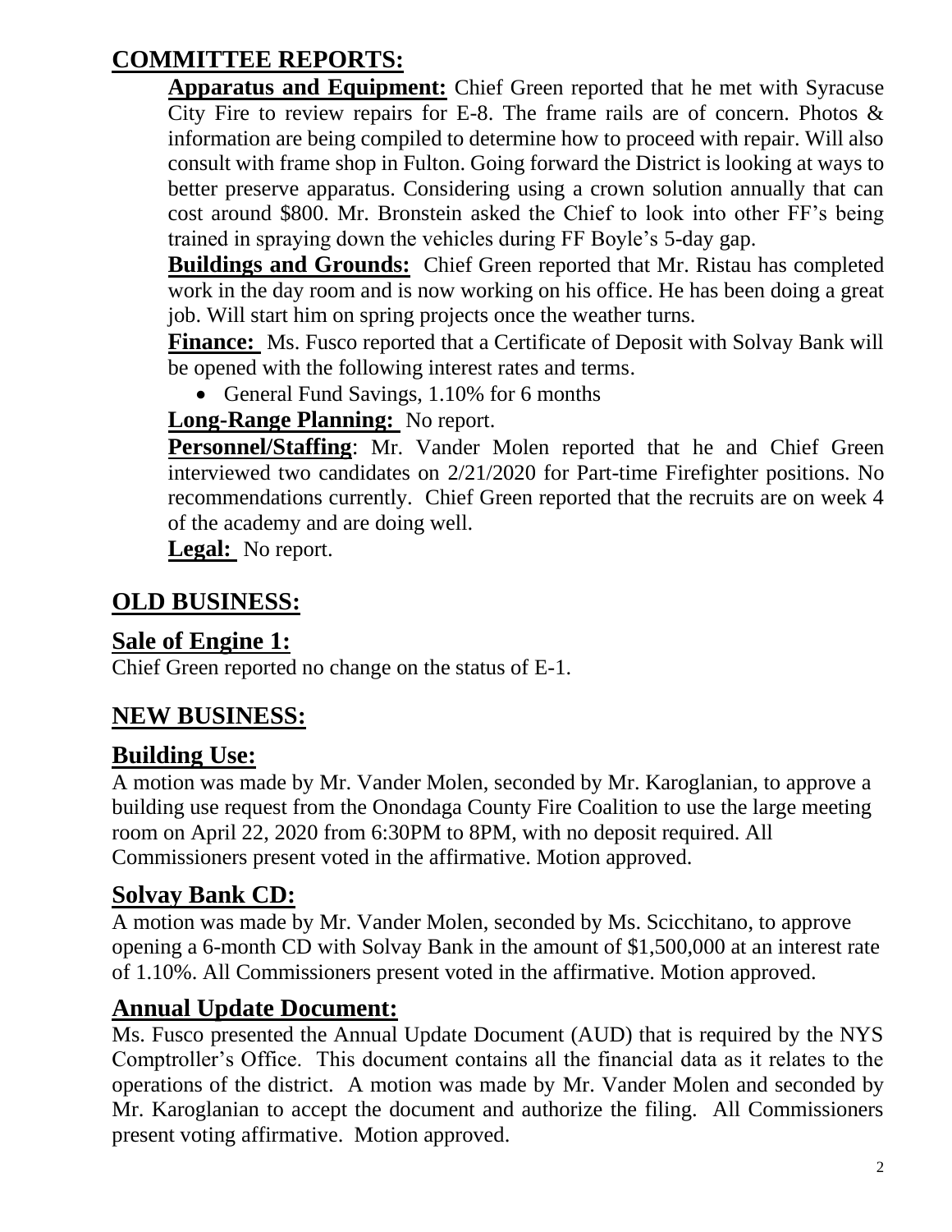## COMMITTEE REPORTS:

**Apparatus and Equipment:** Chief Green reported that he met with Syracuse City Fire to review repairs for E-8. The frame rails are of concern. Photos & information are being compiled to determine how to proceed with repair. Will also consult with frame shop in Fulton. Going forward the District is looking at ways to better preserve apparatus. Considering using a crown solution annually that can cost around $800. Mr. Bronstein asked the Chief to look into other FF's being trained in spraying down the vehicles during FF Boyle's 5-day gap.

**Buildings and Grounds:** Chief Green reported that Mr. Ristau has completed work in the day room and is now working on his office. He has been doing a great job. Will start him on spring projects once the weather turns.

**Finance:** Ms. Fusco reported that a Certificate of Deposit with Solvay Bank will be opened with the following interest rates and terms.

- General Fund Savings, 1.10% for 6 months

**Long-Range Planning:** No report.

**Personnel/Staffing**: Mr. Vander Molen reported that he and Chief Green interviewed two candidates on 2/21/2020 for Part-time Firefighter positions. No recommendations currently. Chief Green reported that the recruits are on week 4 of the academy and are doing well.

**Legal:** No report.

## OLD BUSINESS:

## Sale of Engine 1:

Chief Green reported no change on the status of E-1.

## NEW BUSINESS:

## Building Use:

A motion was made by Mr. Vander Molen, seconded by Mr. Karoglanian, to approve a building use request from the Onondaga County Fire Coalition to use the large meeting room on April 22, 2020 from 6:30PM to 8PM, with no deposit required. All Commissioners present voted in the affirmative. Motion approved.

## Solvay Bank CD:

A motion was made by Mr. Vander Molen, seconded by Ms. Scicchitano, to approve opening a 6-month CD with Solvay Bank in the amount of $1,500,000 at an interest rate of 1.10%. All Commissioners present voted in the affirmative. Motion approved.

## Annual Update Document:

Ms. Fusco presented the Annual Update Document (AUD) that is required by the NYS Comptroller's Office. This document contains all the financial data as it relates to the operations of the district. A motion was made by Mr. Vander Molen and seconded by Mr. Karoglanian to accept the document and authorize the filing. All Commissioners present voting affirmative. Motion approved.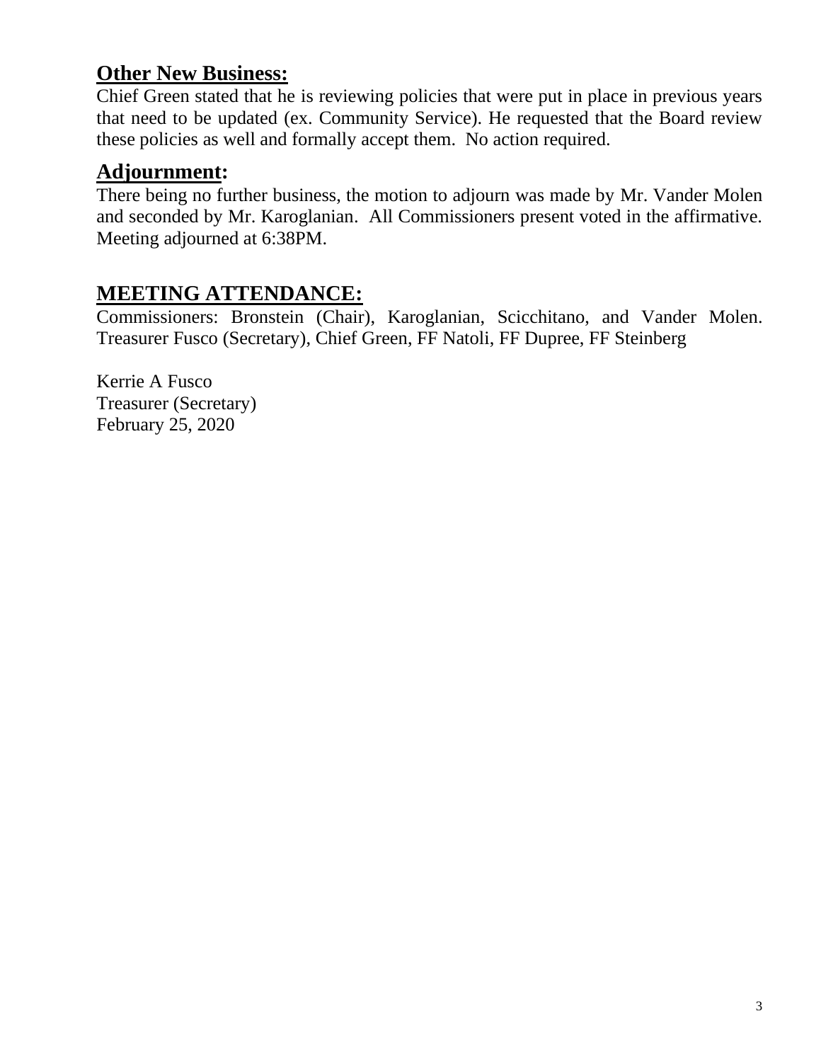## Other New Business:

Chief Green stated that he is reviewing policies that were put in place in previous years that need to be updated (ex. Community Service). He requested that the Board review these policies as well and formally accept them. No action required.

## Adjournment:

There being no further business, the motion to adjourn was made by Mr. Vander Molen and seconded by Mr. Karoglanian. All Commissioners present voted in the affirmative. Meeting adjourned at 6:38PM.

## MEETING ATTENDANCE:

Commissioners: Bronstein (Chair), Karoglanian, Scicchitano, and Vander Molen. Treasurer Fusco (Secretary), Chief Green, FF Natoli, FF Dupree, FF Steinberg

Kerrie A Fusco
Treasurer (Secretary)
February 25, 2020